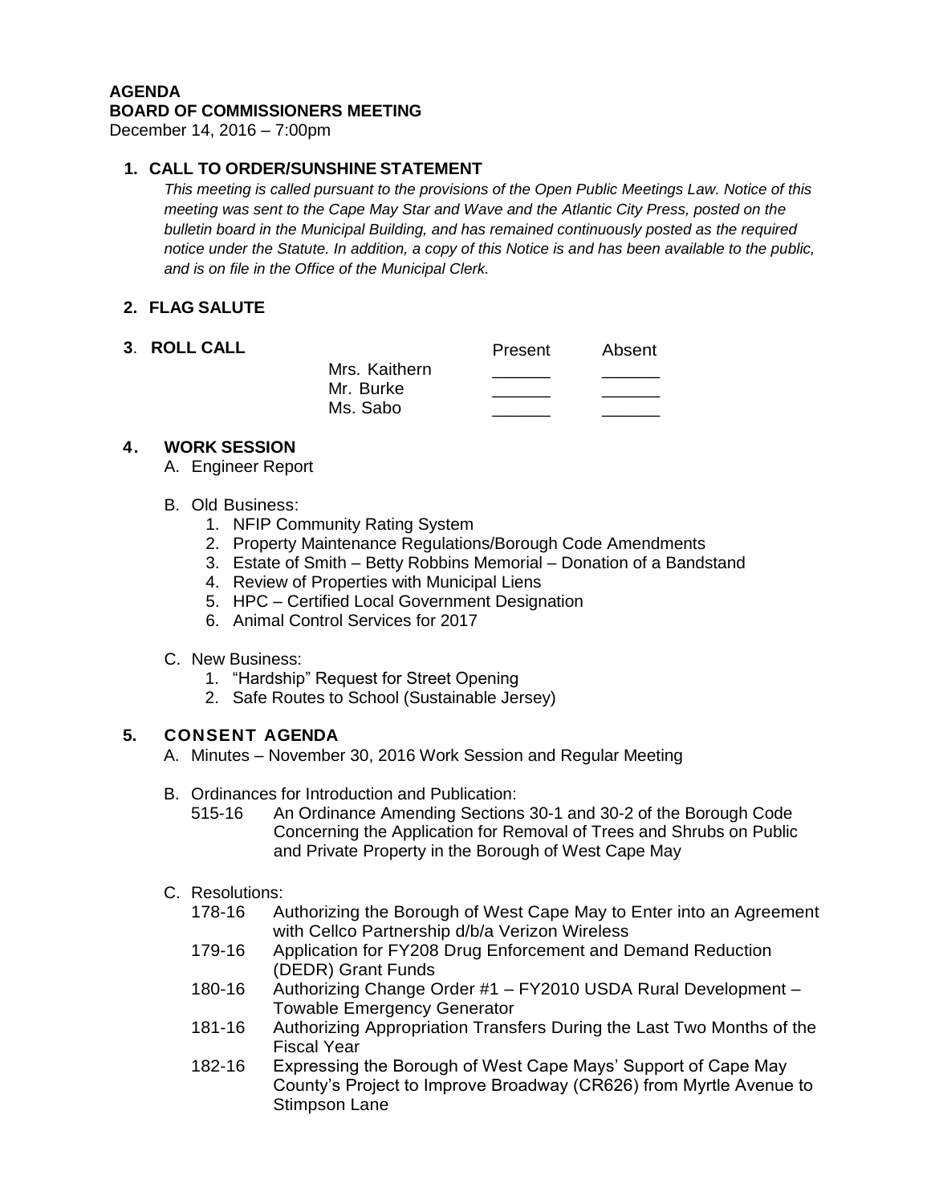**AGENDA**
**BOARD OF COMMISSIONERS MEETING**
December 14, 2016 – 7:00pm

## 1. CALL TO ORDER/SUNSHINE STATEMENT

*This meeting is called pursuant to the provisions of the Open Public Meetings Law. Notice of this meeting was sent to the Cape May Star and Wave and the Atlantic City Press, posted on the bulletin board in the Municipal Building, and has remained continuously posted as the required notice under the Statute. In addition, a copy of this Notice is and has been available to the public, and is on file in the Office of the Municipal Clerk.*

## 2. FLAG SALUTE

## 3. ROLL CALL

| | Present | Absent |
|---|---|---|
| Mrs. Kaithern | ______ | ______ |
| Mr. Burke | ______ | ______ |
| Ms. Sabo | ______ | ______ |

## 4. WORK SESSION

A. Engineer Report

B. Old Business:
1. NFIP Community Rating System
2. Property Maintenance Regulations/Borough Code Amendments
3. Estate of Smith – Betty Robbins Memorial – Donation of a Bandstand
4. Review of Properties with Municipal Liens
5. HPC – Certified Local Government Designation
6. Animal Control Services for 2017

C. New Business:
1. "Hardship" Request for Street Opening
2. Safe Routes to School (Sustainable Jersey)

## 5. CONSENT AGENDA

A. Minutes – November 30, 2016 Work Session and Regular Meeting

B. Ordinances for Introduction and Publication:
- 515-16 An Ordinance Amending Sections 30-1 and 30-2 of the Borough Code Concerning the Application for Removal of Trees and Shrubs on Public and Private Property in the Borough of West Cape May

C. Resolutions:
- 178-16 Authorizing the Borough of West Cape May to Enter into an Agreement with Cellco Partnership d/b/a Verizon Wireless
- 179-16 Application for FY208 Drug Enforcement and Demand Reduction (DEDR) Grant Funds
- 180-16 Authorizing Change Order #1 – FY2010 USDA Rural Development – Towable Emergency Generator
- 181-16 Authorizing Appropriation Transfers During the Last Two Months of the Fiscal Year
- 182-16 Expressing the Borough of West Cape Mays' Support of Cape May County's Project to Improve Broadway (CR626) from Myrtle Avenue to Stimpson Lane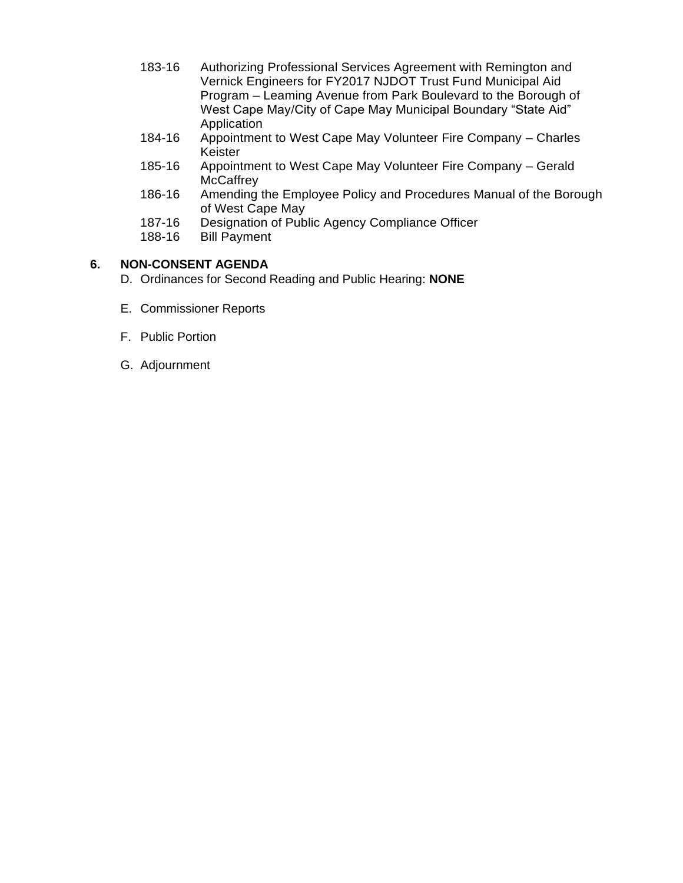183-16 Authorizing Professional Services Agreement with Remington and Vernick Engineers for FY2017 NJDOT Trust Fund Municipal Aid Program – Leaming Avenue from Park Boulevard to the Borough of West Cape May/City of Cape May Municipal Boundary “State Aid” Application

184-16 Appointment to West Cape May Volunteer Fire Company – Charles Keister

185-16 Appointment to West Cape May Volunteer Fire Company – Gerald McCaffrey

186-16 Amending the Employee Policy and Procedures Manual of the Borough of West Cape May

187-16 Designation of Public Agency Compliance Officer

188-16 Bill Payment

## 6. NON-CONSENT AGENDA

D. Ordinances for Second Reading and Public Hearing: **NONE**

E. Commissioner Reports

F. Public Portion

G. Adjournment